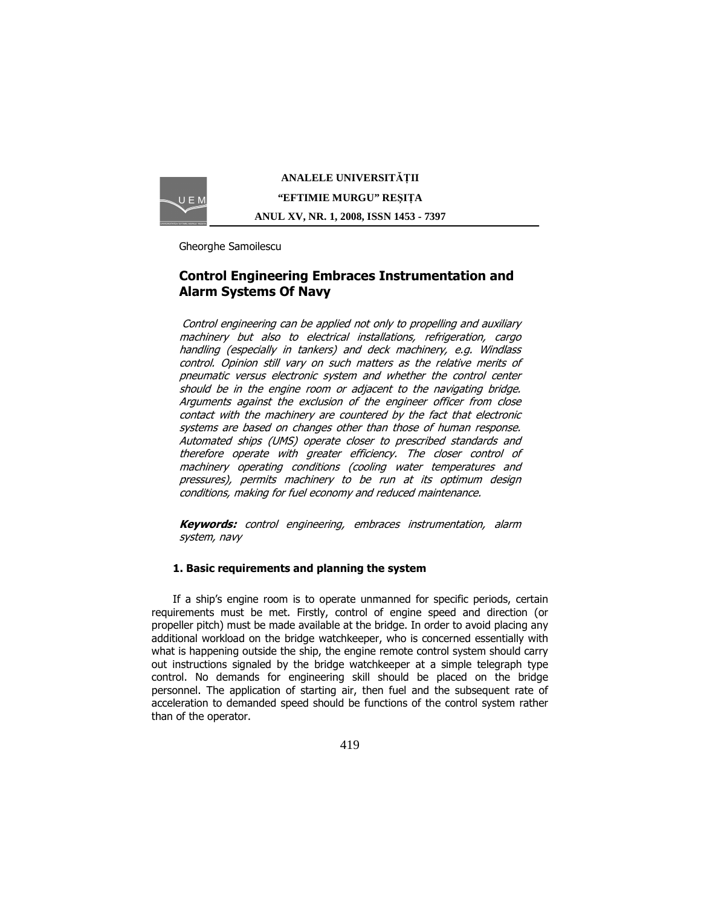Gheorghe Samoilescu

# Control Engineering Embraces Instrumentation and Alarm Systems Of Navy

*Control engineering can be applied not only to propelling and auxiliary machinery but also to electrical installations, refrigeration, cargo handling (especially in tankers) and deck machinery, e.g. Windlass control. Opinion still vary on such matters as the relative merits of pneumatic versus electronic system and whether the control center should be in the engine room or adjacent to the navigating bridge. Arguments against the exclusion of the engineer officer from close contact with the machinery are countered by the fact that electronic systems are based on changes other than those of human response. Automated ships (UMS) operate closer to prescribed standards and therefore operate with greater efficiency. The closer control of machinery operating conditions (cooling water temperatures and pressures), permits machinery to be run at its optimum design conditions, making for fuel economy and reduced maintenance.*

***Keywords:*** *control engineering, embraces instrumentation, alarm system, navy*

## 1. Basic requirements and planning the system

If a ship's engine room is to operate unmanned for specific periods, certain requirements must be met. Firstly, control of engine speed and direction (or propeller pitch) must be made available at the bridge. In order to avoid placing any additional workload on the bridge watchkeeper, who is concerned essentially with what is happening outside the ship, the engine remote control system should carry out instructions signaled by the bridge watchkeeper at a simple telegraph type control. No demands for engineering skill should be placed on the bridge personnel. The application of starting air, then fuel and the subsequent rate of acceleration to demanded speed should be functions of the control system rather than of the operator.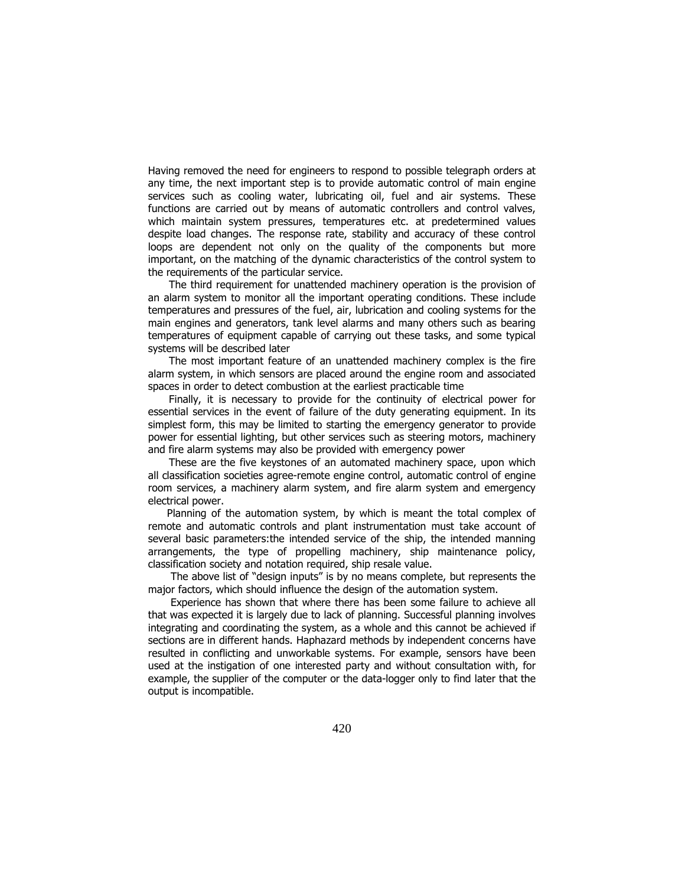Having removed the need for engineers to respond to possible telegraph orders at any time, the next important step is to provide automatic control of main engine services such as cooling water, lubricating oil, fuel and air systems. These functions are carried out by means of automatic controllers and control valves, which maintain system pressures, temperatures etc. at predetermined values despite load changes. The response rate, stability and accuracy of these control loops are dependent not only on the quality of the components but more important, on the matching of the dynamic characteristics of the control system to the requirements of the particular service.

The third requirement for unattended machinery operation is the provision of an alarm system to monitor all the important operating conditions. These include temperatures and pressures of the fuel, air, lubrication and cooling systems for the main engines and generators, tank level alarms and many others such as bearing temperatures of equipment capable of carrying out these tasks, and some typical systems will be described later

The most important feature of an unattended machinery complex is the fire alarm system, in which sensors are placed around the engine room and associated spaces in order to detect combustion at the earliest practicable time

Finally, it is necessary to provide for the continuity of electrical power for essential services in the event of failure of the duty generating equipment. In its simplest form, this may be limited to starting the emergency generator to provide power for essential lighting, but other services such as steering motors, machinery and fire alarm systems may also be provided with emergency power

These are the five keystones of an automated machinery space, upon which all classification societies agree-remote engine control, automatic control of engine room services, a machinery alarm system, and fire alarm system and emergency electrical power.

Planning of the automation system, by which is meant the total complex of remote and automatic controls and plant instrumentation must take account of several basic parameters:the intended service of the ship, the intended manning arrangements, the type of propelling machinery, ship maintenance policy, classification society and notation required, ship resale value.

The above list of "design inputs" is by no means complete, but represents the major factors, which should influence the design of the automation system.

Experience has shown that where there has been some failure to achieve all that was expected it is largely due to lack of planning. Successful planning involves integrating and coordinating the system, as a whole and this cannot be achieved if sections are in different hands. Haphazard methods by independent concerns have resulted in conflicting and unworkable systems. For example, sensors have been used at the instigation of one interested party and without consultation with, for example, the supplier of the computer or the data-logger only to find later that the output is incompatible.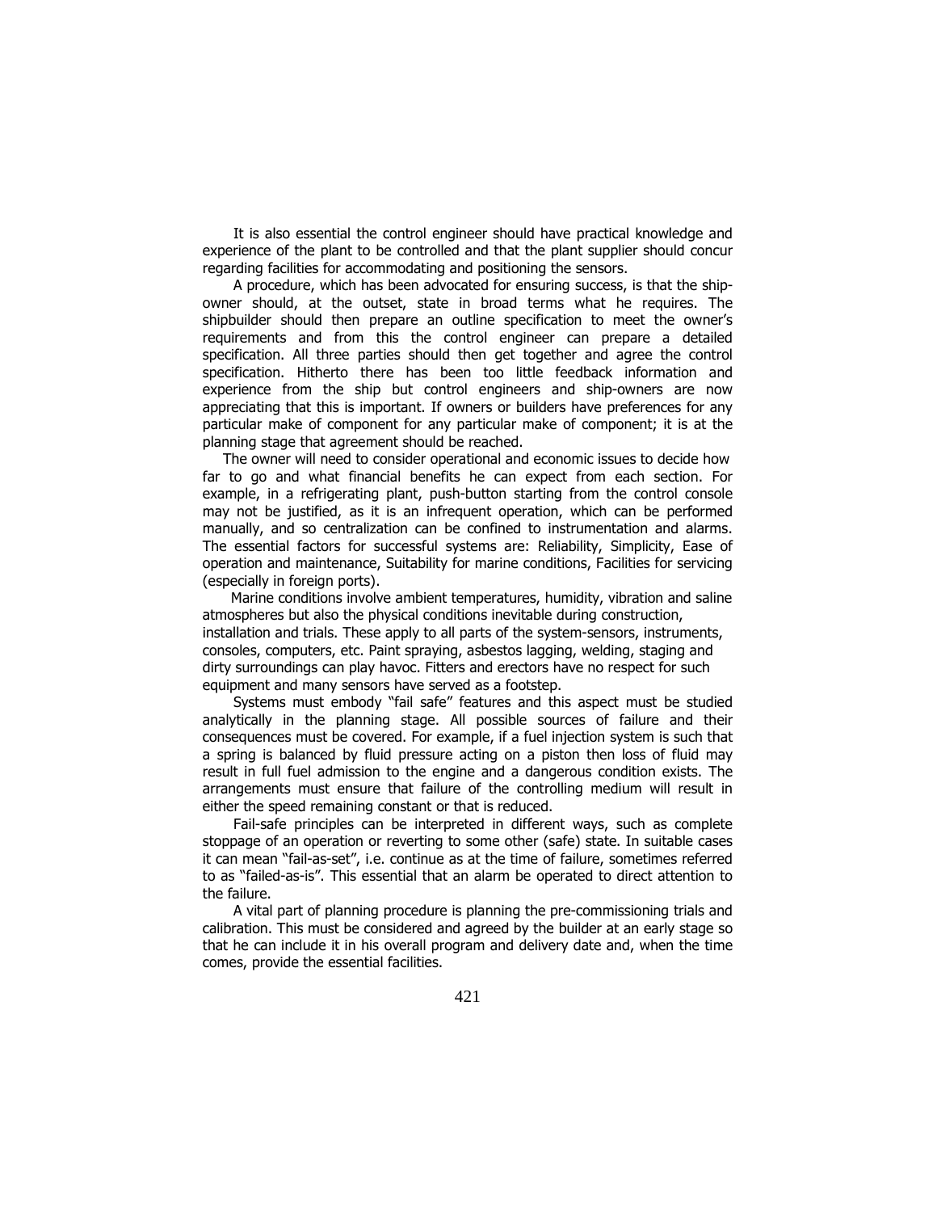It is also essential the control engineer should have practical knowledge and experience of the plant to be controlled and that the plant supplier should concur regarding facilities for accommodating and positioning the sensors.

A procedure, which has been advocated for ensuring success, is that the ship-owner should, at the outset, state in broad terms what he requires. The shipbuilder should then prepare an outline specification to meet the owner's requirements and from this the control engineer can prepare a detailed specification. All three parties should then get together and agree the control specification. Hitherto there has been too little feedback information and experience from the ship but control engineers and ship-owners are now appreciating that this is important. If owners or builders have preferences for any particular make of component for any particular make of component; it is at the planning stage that agreement should be reached.

The owner will need to consider operational and economic issues to decide how far to go and what financial benefits he can expect from each section. For example, in a refrigerating plant, push-button starting from the control console may not be justified, as it is an infrequent operation, which can be performed manually, and so centralization can be confined to instrumentation and alarms. The essential factors for successful systems are: Reliability, Simplicity, Ease of operation and maintenance, Suitability for marine conditions, Facilities for servicing (especially in foreign ports).

Marine conditions involve ambient temperatures, humidity, vibration and saline atmospheres but also the physical conditions inevitable during construction, installation and trials. These apply to all parts of the system-sensors, instruments, consoles, computers, etc. Paint spraying, asbestos lagging, welding, staging and dirty surroundings can play havoc. Fitters and erectors have no respect for such equipment and many sensors have served as a footstep.

Systems must embody "fail safe" features and this aspect must be studied analytically in the planning stage. All possible sources of failure and their consequences must be covered. For example, if a fuel injection system is such that a spring is balanced by fluid pressure acting on a piston then loss of fluid may result in full fuel admission to the engine and a dangerous condition exists. The arrangements must ensure that failure of the controlling medium will result in either the speed remaining constant or that is reduced.

Fail-safe principles can be interpreted in different ways, such as complete stoppage of an operation or reverting to some other (safe) state. In suitable cases it can mean "fail-as-set", i.e. continue as at the time of failure, sometimes referred to as "failed-as-is". This essential that an alarm be operated to direct attention to the failure.

A vital part of planning procedure is planning the pre-commissioning trials and calibration. This must be considered and agreed by the builder at an early stage so that he can include it in his overall program and delivery date and, when the time comes, provide the essential facilities.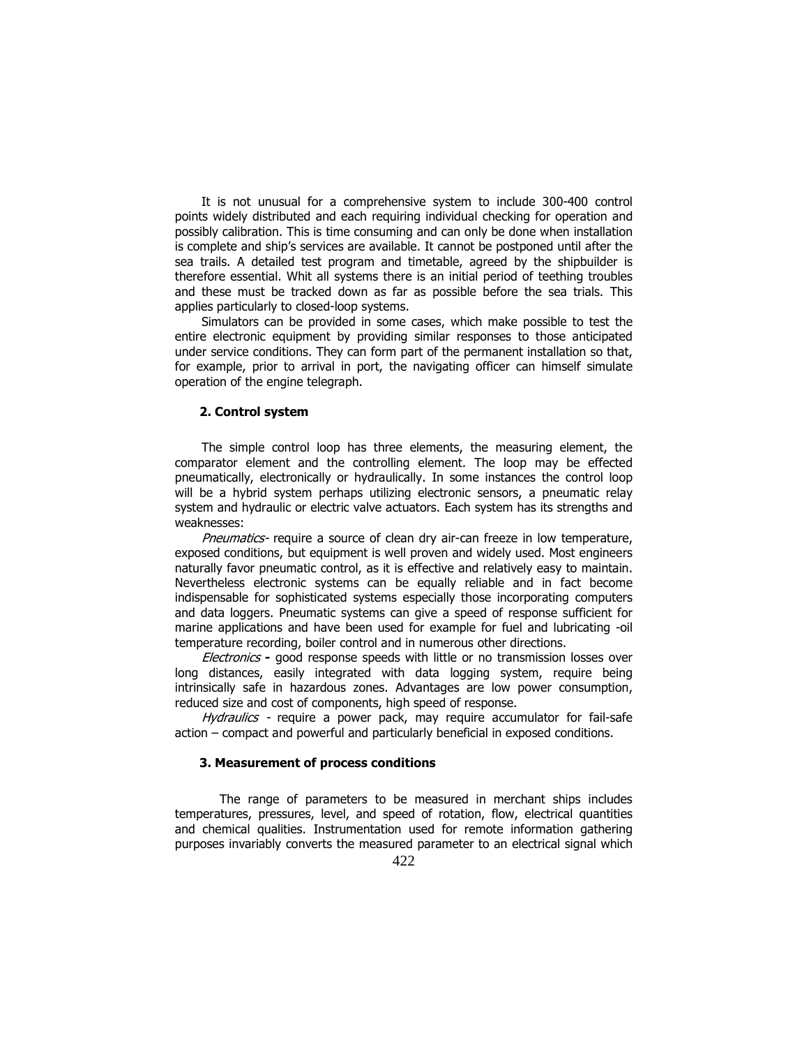It is not unusual for a comprehensive system to include 300-400 control points widely distributed and each requiring individual checking for operation and possibly calibration. This is time consuming and can only be done when installation is complete and ship's services are available. It cannot be postponed until after the sea trails. A detailed test program and timetable, agreed by the shipbuilder is therefore essential. Whit all systems there is an initial period of teething troubles and these must be tracked down as far as possible before the sea trials. This applies particularly to closed-loop systems.

Simulators can be provided in some cases, which make possible to test the entire electronic equipment by providing similar responses to those anticipated under service conditions. They can form part of the permanent installation so that, for example, prior to arrival in port, the navigating officer can himself simulate operation of the engine telegraph.

## 2. Control system

The simple control loop has three elements, the measuring element, the comparator element and the controlling element. The loop may be effected pneumatically, electronically or hydraulically. In some instances the control loop will be a hybrid system perhaps utilizing electronic sensors, a pneumatic relay system and hydraulic or electric valve actuators. Each system has its strengths and weaknesses:

*Pneumatics*- require a source of clean dry air-can freeze in low temperature, exposed conditions, but equipment is well proven and widely used. Most engineers naturally favor pneumatic control, as it is effective and relatively easy to maintain. Nevertheless electronic systems can be equally reliable and in fact become indispensable for sophisticated systems especially those incorporating computers and data loggers. Pneumatic systems can give a speed of response sufficient for marine applications and have been used for example for fuel and lubricating -oil temperature recording, boiler control and in numerous other directions.

*Electronics* **-** good response speeds with little or no transmission losses over long distances, easily integrated with data logging system, require being intrinsically safe in hazardous zones. Advantages are low power consumption, reduced size and cost of components, high speed of response.

*Hydraulics* - require a power pack, may require accumulator for fail-safe action – compact and powerful and particularly beneficial in exposed conditions.

## 3. Measurement of process conditions

The range of parameters to be measured in merchant ships includes temperatures, pressures, level, and speed of rotation, flow, electrical quantities and chemical qualities. Instrumentation used for remote information gathering purposes invariably converts the measured parameter to an electrical signal which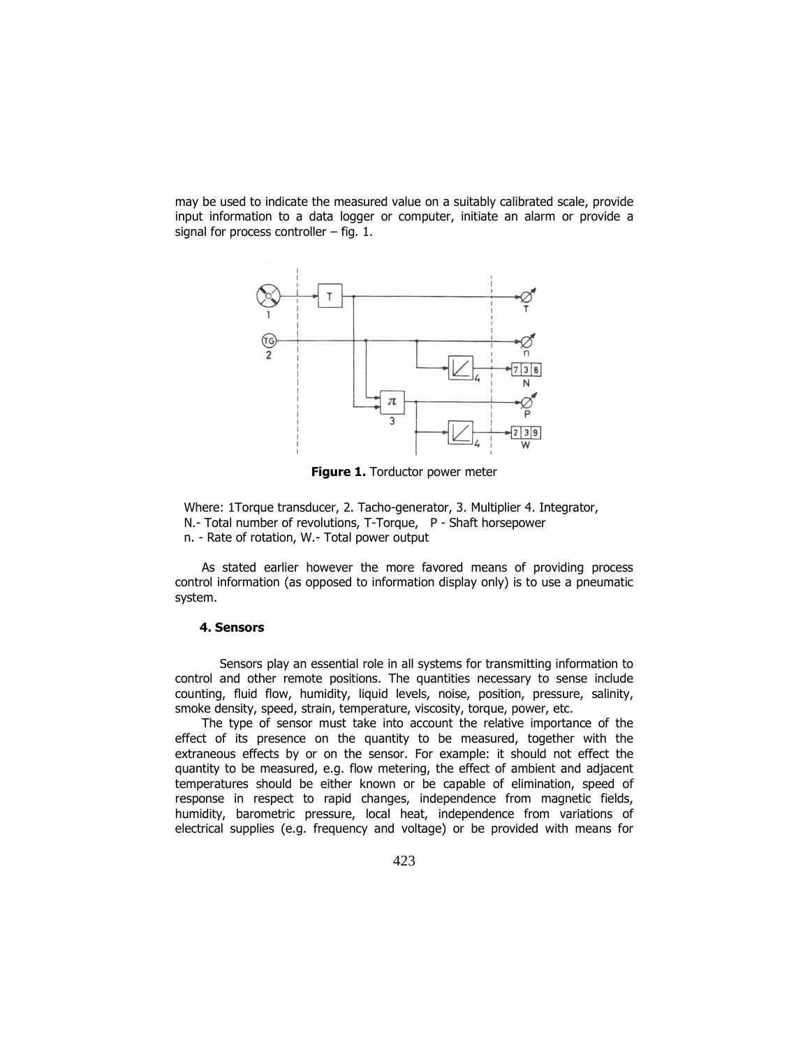may be used to indicate the measured value on a suitably calibrated scale, provide input information to a data logger or computer, initiate an alarm or provide a signal for process controller – fig. 1.

**Figure 1.** Torductor power meter

Where: 1Torque transducer, 2. Tacho-generator, 3. Multiplier 4. Integrator,
N.- Total number of revolutions, T-Torque, P - Shaft horsepower
n. - Rate of rotation, W.- Total power output

As stated earlier however the more favored means of providing process control information (as opposed to information display only) is to use a pneumatic system.

### 4. Sensors

Sensors play an essential role in all systems for transmitting information to control and other remote positions. The quantities necessary to sense include counting, fluid flow, humidity, liquid levels, noise, position, pressure, salinity, smoke density, speed, strain, temperature, viscosity, torque, power, etc.

The type of sensor must take into account the relative importance of the effect of its presence on the quantity to be measured, together with the extraneous effects by or on the sensor. For example: it should not effect the quantity to be measured, e.g. flow metering, the effect of ambient and adjacent temperatures should be either known or be capable of elimination, speed of response in respect to rapid changes, independence from magnetic fields, humidity, barometric pressure, local heat, independence from variations of electrical supplies (e.g. frequency and voltage) or be provided with means for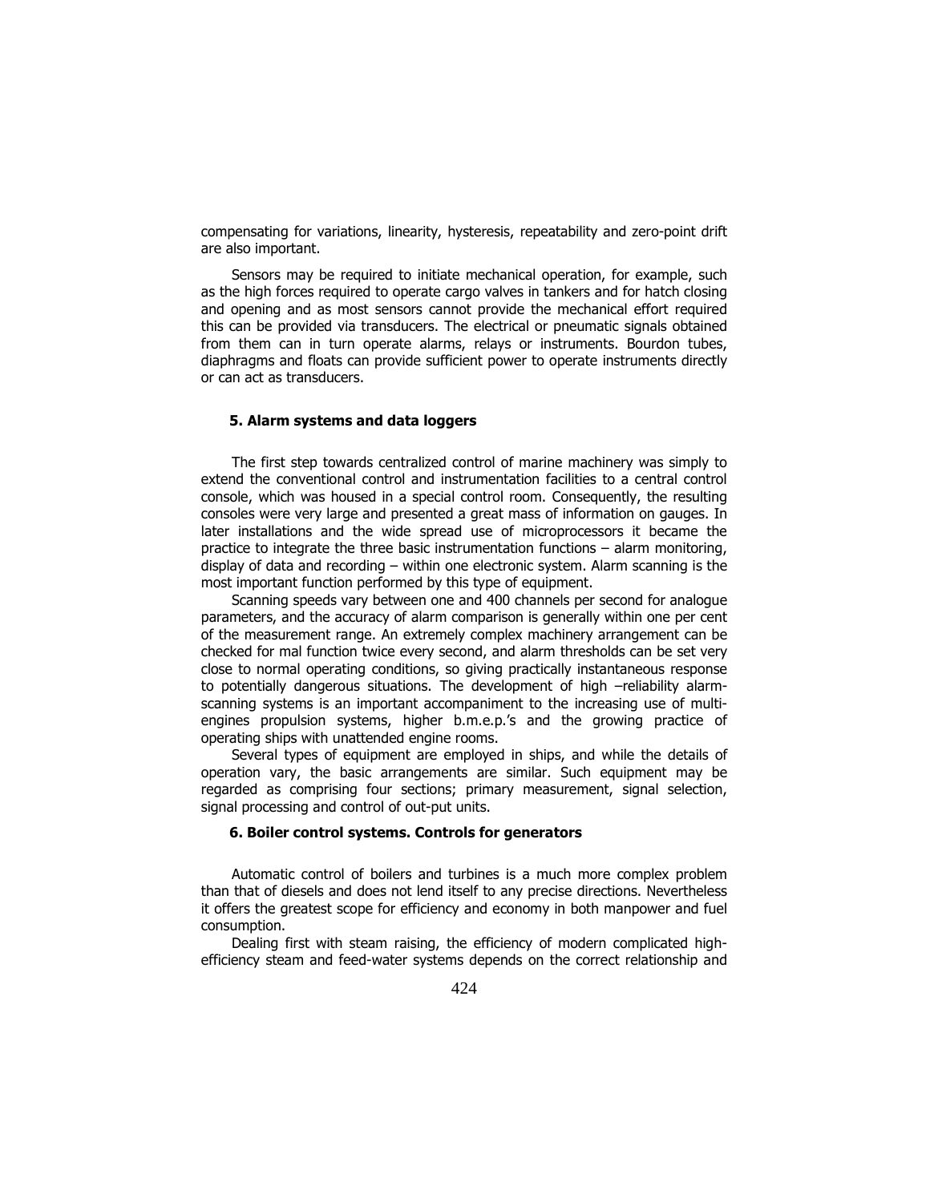compensating for variations, linearity, hysteresis, repeatability and zero-point drift are also important.

Sensors may be required to initiate mechanical operation, for example, such as the high forces required to operate cargo valves in tankers and for hatch closing and opening and as most sensors cannot provide the mechanical effort required this can be provided via transducers. The electrical or pneumatic signals obtained from them can in turn operate alarms, relays or instruments. Bourdon tubes, diaphragms and floats can provide sufficient power to operate instruments directly or can act as transducers.

### 5. Alarm systems and data loggers

The first step towards centralized control of marine machinery was simply to extend the conventional control and instrumentation facilities to a central control console, which was housed in a special control room. Consequently, the resulting consoles were very large and presented a great mass of information on gauges. In later installations and the wide spread use of microprocessors it became the practice to integrate the three basic instrumentation functions – alarm monitoring, display of data and recording – within one electronic system. Alarm scanning is the most important function performed by this type of equipment.

Scanning speeds vary between one and 400 channels per second for analogue parameters, and the accuracy of alarm comparison is generally within one per cent of the measurement range. An extremely complex machinery arrangement can be checked for mal function twice every second, and alarm thresholds can be set very close to normal operating conditions, so giving practically instantaneous response to potentially dangerous situations. The development of high –reliability alarm-scanning systems is an important accompaniment to the increasing use of multi-engines propulsion systems, higher b.m.e.p.'s and the growing practice of operating ships with unattended engine rooms.

Several types of equipment are employed in ships, and while the details of operation vary, the basic arrangements are similar. Such equipment may be regarded as comprising four sections; primary measurement, signal selection, signal processing and control of out-put units.

### 6. Boiler control systems. Controls for generators

Automatic control of boilers and turbines is a much more complex problem than that of diesels and does not lend itself to any precise directions. Nevertheless it offers the greatest scope for efficiency and economy in both manpower and fuel consumption.

Dealing first with steam raising, the efficiency of modern complicated high-efficiency steam and feed-water systems depends on the correct relationship and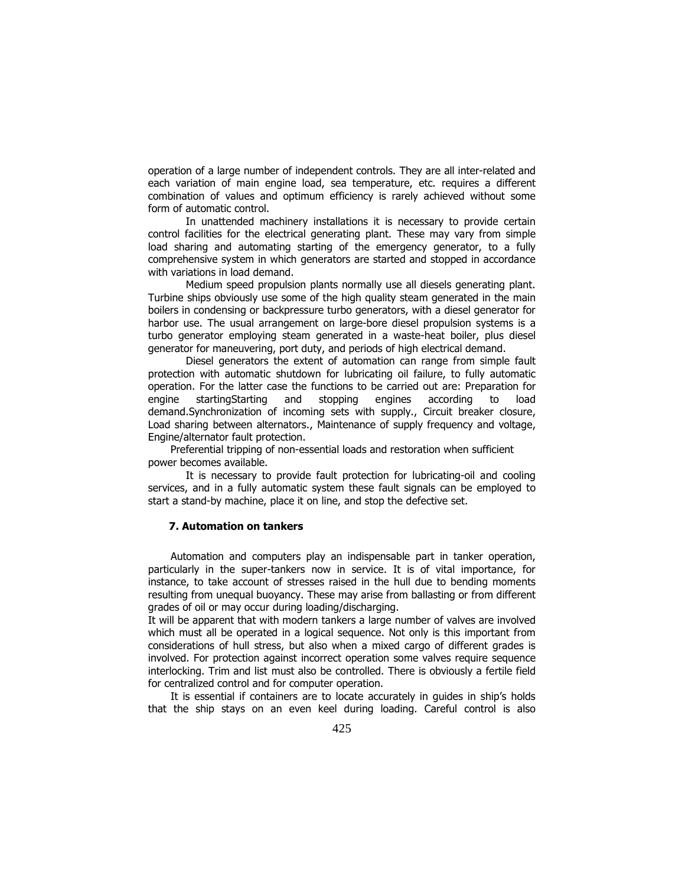operation of a large number of independent controls. They are all inter-related and each variation of main engine load, sea temperature, etc. requires a different combination of values and optimum efficiency is rarely achieved without some form of automatic control.

In unattended machinery installations it is necessary to provide certain control facilities for the electrical generating plant. These may vary from simple load sharing and automating starting of the emergency generator, to a fully comprehensive system in which generators are started and stopped in accordance with variations in load demand.

Medium speed propulsion plants normally use all diesels generating plant. Turbine ships obviously use some of the high quality steam generated in the main boilers in condensing or backpressure turbo generators, with a diesel generator for harbor use. The usual arrangement on large-bore diesel propulsion systems is a turbo generator employing steam generated in a waste-heat boiler, plus diesel generator for maneuvering, port duty, and periods of high electrical demand.

Diesel generators the extent of automation can range from simple fault protection with automatic shutdown for lubricating oil failure, to fully automatic operation. For the latter case the functions to be carried out are: Preparation for engine startingStarting and stopping engines according to load demand.Synchronization of incoming sets with supply., Circuit breaker closure, Load sharing between alternators., Maintenance of supply frequency and voltage, Engine/alternator fault protection.

Preferential tripping of non-essential loads and restoration when sufficient power becomes available.

It is necessary to provide fault protection for lubricating-oil and cooling services, and in a fully automatic system these fault signals can be employed to start a stand-by machine, place it on line, and stop the defective set.

## 7. Automation on tankers

Automation and computers play an indispensable part in tanker operation, particularly in the super-tankers now in service. It is of vital importance, for instance, to take account of stresses raised in the hull due to bending moments resulting from unequal buoyancy. These may arise from ballasting or from different grades of oil or may occur during loading/discharging.

It will be apparent that with modern tankers a large number of valves are involved which must all be operated in a logical sequence. Not only is this important from considerations of hull stress, but also when a mixed cargo of different grades is involved. For protection against incorrect operation some valves require sequence interlocking. Trim and list must also be controlled. There is obviously a fertile field for centralized control and for computer operation.

It is essential if containers are to locate accurately in guides in ship's holds that the ship stays on an even keel during loading. Careful control is also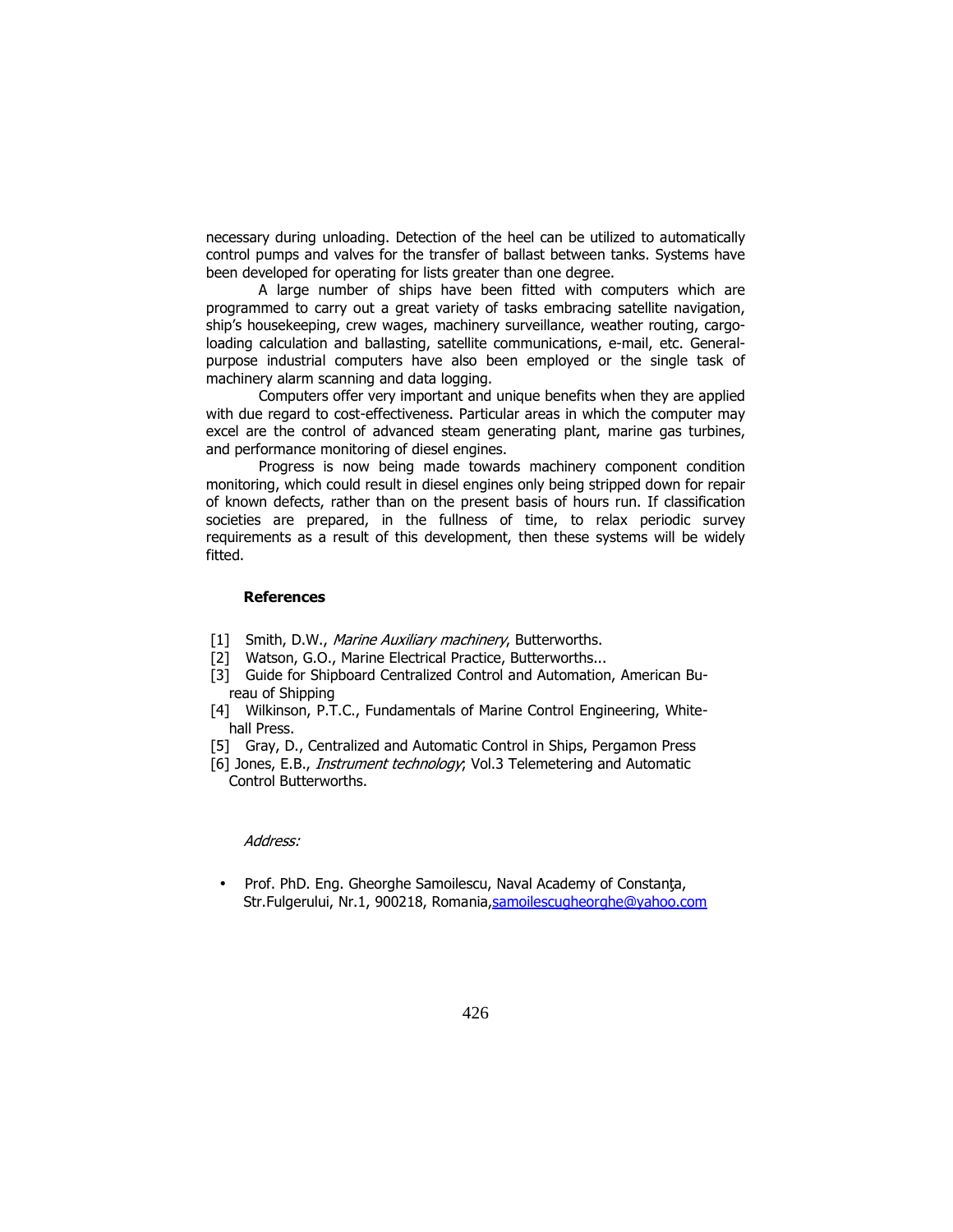necessary during unloading. Detection of the heel can be utilized to automatically control pumps and valves for the transfer of ballast between tanks. Systems have been developed for operating for lists greater than one degree.

A large number of ships have been fitted with computers which are programmed to carry out a great variety of tasks embracing satellite navigation, ship's housekeeping, crew wages, machinery surveillance, weather routing, cargo-loading calculation and ballasting, satellite communications, e-mail, etc. General-purpose industrial computers have also been employed or the single task of machinery alarm scanning and data logging.

Computers offer very important and unique benefits when they are applied with due regard to cost-effectiveness. Particular areas in which the computer may excel are the control of advanced steam generating plant, marine gas turbines, and performance monitoring of diesel engines.

Progress is now being made towards machinery component condition monitoring, which could result in diesel engines only being stripped down for repair of known defects, rather than on the present basis of hours run. If classification societies are prepared, in the fullness of time, to relax periodic survey requirements as a result of this development, then these systems will be widely fitted.

## References

[1] Smith, D.W., *Marine Auxiliary machinery*, Butterworths.
[2] Watson, G.O., Marine Electrical Practice, Butterworths...
[3] Guide for Shipboard Centralized Control and Automation, American Bureau of Shipping
[4] Wilkinson, P.T.C., Fundamentals of Marine Control Engineering, Whitehall Press.
[5] Gray, D., Centralized and Automatic Control in Ships, Pergamon Press
[6] Jones, E.B., *Instrument technology*; Vol.3 Telemetering and Automatic Control Butterworths.

*Address:*

- Prof. PhD. Eng. Gheorghe Samoilescu, Naval Academy of Constanţa, Str.Fulgerului, Nr.1, 900218, Romania, samoilescugheorghe@yahoo.com